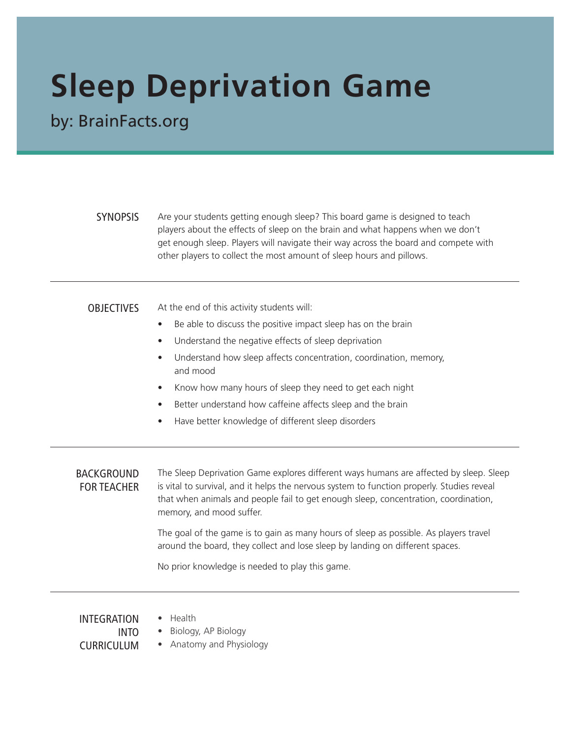# Sleep Deprivation Game

by: BrainFacts.org

## SYNOPSIS

Are your students getting enough sleep? This board game is designed to teach players about the effects of sleep on the brain and what happens when we don't get enough sleep. Players will navigate their way across the board and compete with other players to collect the most amount of sleep hours and pillows.

---

## OBJECTIVES

At the end of this activity students will:

- Be able to discuss the positive impact sleep has on the brain
- Understand the negative effects of sleep deprivation
- Understand how sleep affects concentration, coordination, memory, and mood
- Know how many hours of sleep they need to get each night
- Better understand how caffeine affects sleep and the brain
- Have better knowledge of different sleep disorders

---

## BACKGROUND FOR TEACHER

The Sleep Deprivation Game explores different ways humans are affected by sleep. Sleep is vital to survival, and it helps the nervous system to function properly. Studies reveal that when animals and people fail to get enough sleep, concentration, coordination, memory, and mood suffer.

The goal of the game is to gain as many hours of sleep as possible. As players travel around the board, they collect and lose sleep by landing on different spaces.

No prior knowledge is needed to play this game.

---

## INTEGRATION INTO CURRICULUM

- Health
- Biology, AP Biology
- Anatomy and Physiology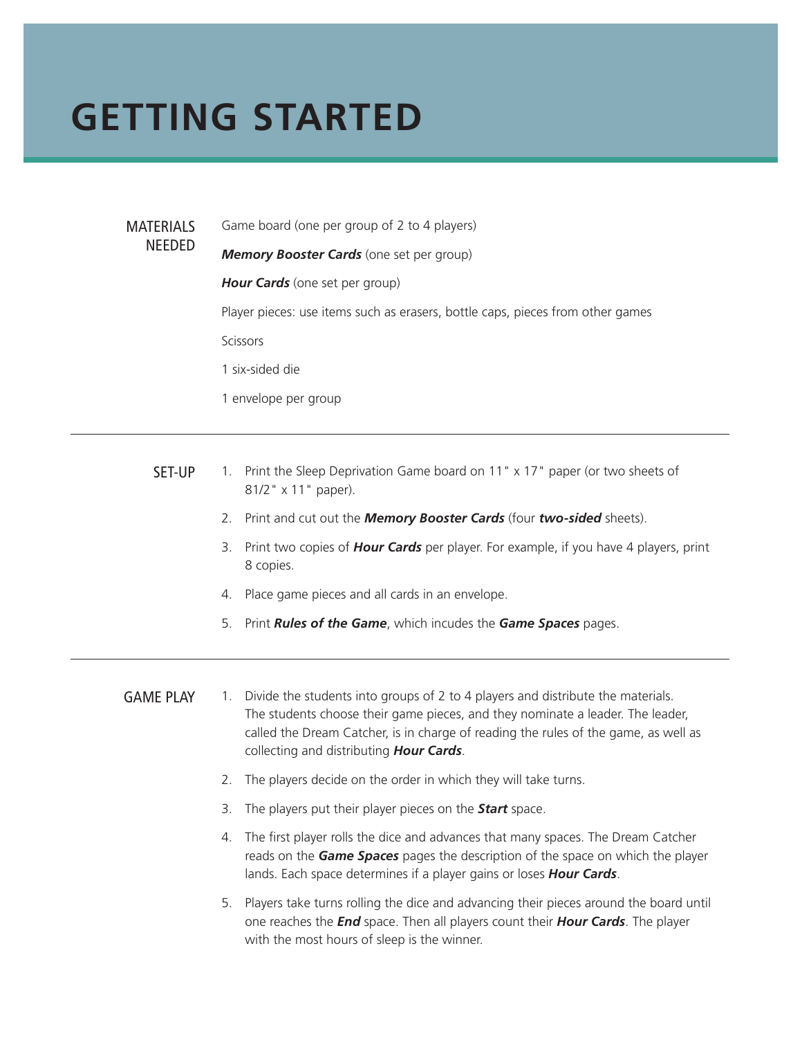# GETTING STARTED

## MATERIALS NEEDED

Game board (one per group of 2 to 4 players)

***Memory Booster Cards*** (one set per group)

***Hour Cards*** (one set per group)

Player pieces: use items such as erasers, bottle caps, pieces from other games

Scissors

1 six-sided die

1 envelope per group

---

## SET-UP

1. Print the Sleep Deprivation Game board on 11" x 17" paper (or two sheets of 81/2" x 11" paper).
2. Print and cut out the ***Memory Booster Cards*** (four ***two-sided*** sheets).
3. Print two copies of ***Hour Cards*** per player. For example, if you have 4 players, print 8 copies.
4. Place game pieces and all cards in an envelope.
5. Print ***Rules of the Game***, which incudes the ***Game Spaces*** pages.

---

## GAME PLAY

1. Divide the students into groups of 2 to 4 players and distribute the materials. The students choose their game pieces, and they nominate a leader. The leader, called the Dream Catcher, is in charge of reading the rules of the game, as well as collecting and distributing ***Hour Cards***.
2. The players decide on the order in which they will take turns.
3. The players put their player pieces on the ***Start*** space.
4. The first player rolls the dice and advances that many spaces. The Dream Catcher reads on the ***Game Spaces*** pages the description of the space on which the player lands. Each space determines if a player gains or loses ***Hour Cards***.
5. Players take turns rolling the dice and advancing their pieces around the board until one reaches the ***End*** space. Then all players count their ***Hour Cards***. The player with the most hours of sleep is the winner.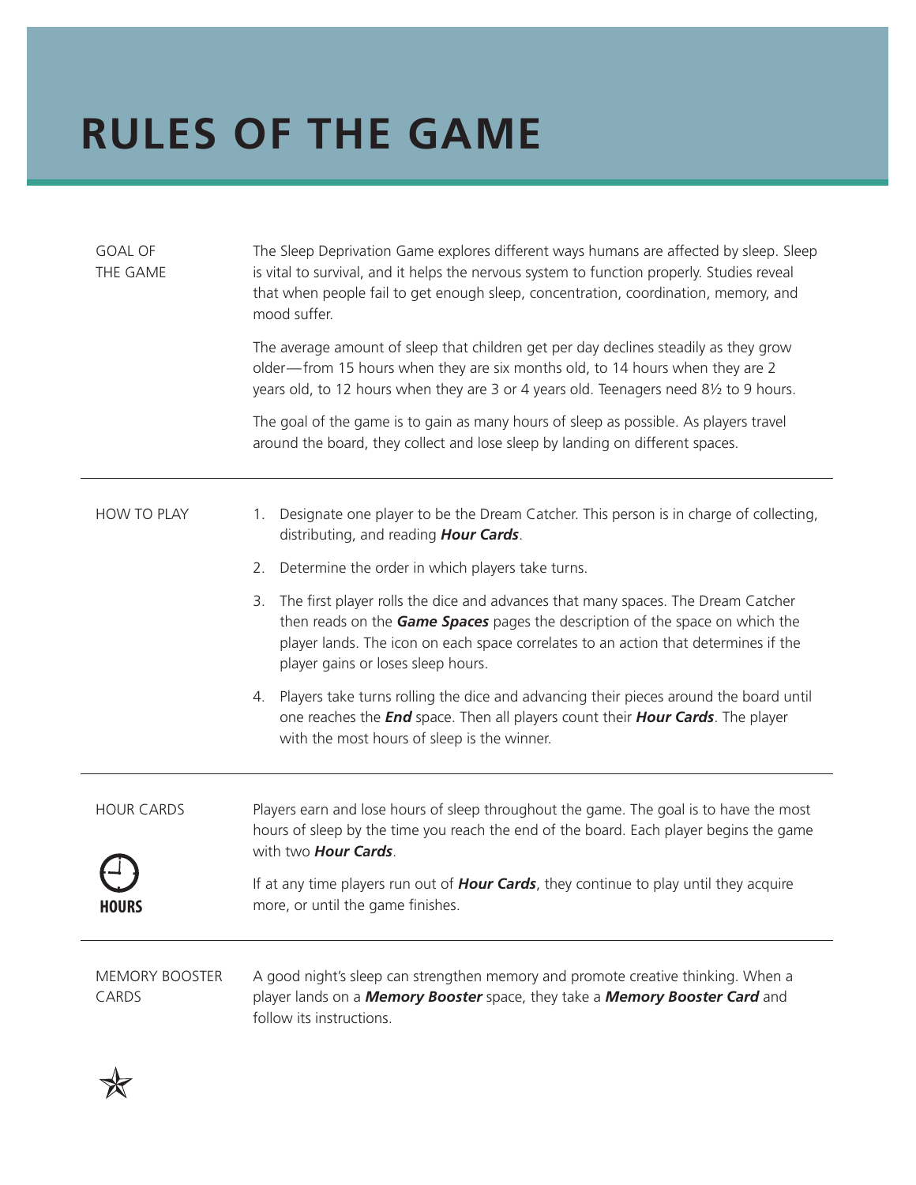# RULES OF THE GAME

## GOAL OF THE GAME

The Sleep Deprivation Game explores different ways humans are affected by sleep. Sleep is vital to survival, and it helps the nervous system to function properly. Studies reveal that when people fail to get enough sleep, concentration, coordination, memory, and mood suffer.

The average amount of sleep that children get per day declines steadily as they grow older—from 15 hours when they are six months old, to 14 hours when they are 2 years old, to 12 hours when they are 3 or 4 years old. Teenagers need 8½ to 9 hours.

The goal of the game is to gain as many hours of sleep as possible. As players travel around the board, they collect and lose sleep by landing on different spaces.

## HOW TO PLAY

1. Designate one player to be the Dream Catcher. This person is in charge of collecting, distributing, and reading ***Hour Cards***.
2. Determine the order in which players take turns.
3. The first player rolls the dice and advances that many spaces. The Dream Catcher then reads on the ***Game Spaces*** pages the description of the space on which the player lands. The icon on each space correlates to an action that determines if the player gains or loses sleep hours.
4. Players take turns rolling the dice and advancing their pieces around the board until one reaches the ***End*** space. Then all players count their ***Hour Cards***. The player with the most hours of sleep is the winner.

## HOUR CARDS

HOURS

Players earn and lose hours of sleep throughout the game. The goal is to have the most hours of sleep by the time you reach the end of the board. Each player begins the game with two ***Hour Cards***.

If at any time players run out of ***Hour Cards***, they continue to play until they acquire more, or until the game finishes.

## MEMORY BOOSTER CARDS

A good night's sleep can strengthen memory and promote creative thinking. When a player lands on a ***Memory Booster*** space, they take a ***Memory Booster Card*** and follow its instructions.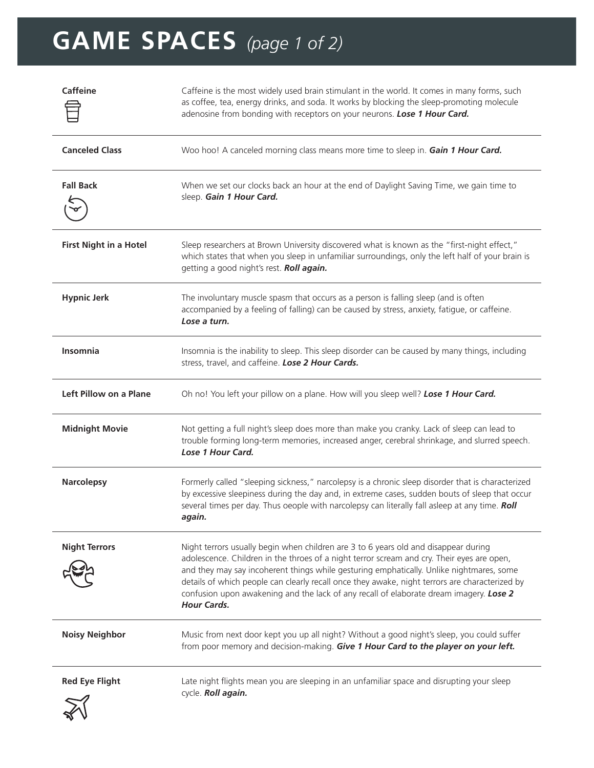# GAME SPACES *(page 1 of 2)*

| | |
|---|---|
| **Caffeine** | Caffeine is the most widely used brain stimulant in the world. It comes in many forms, such as coffee, tea, energy drinks, and soda. It works by blocking the sleep-promoting molecule adenosine from bonding with receptors on your neurons. ***Lose 1 Hour Card.*** |
| **Canceled Class** | Woo hoo! A canceled morning class means more time to sleep in. ***Gain 1 Hour Card.*** |
| **Fall Back** | When we set our clocks back an hour at the end of Daylight Saving Time, we gain time to sleep. ***Gain 1 Hour Card.*** |
| **First Night in a Hotel** | Sleep researchers at Brown University discovered what is known as the "first-night effect," which states that when you sleep in unfamiliar surroundings, only the left half of your brain is getting a good night's rest. ***Roll again.*** |
| **Hypnic Jerk** | The involuntary muscle spasm that occurs as a person is falling sleep (and is often accompanied by a feeling of falling) can be caused by stress, anxiety, fatigue, or caffeine. ***Lose a turn.*** |
| **Insomnia** | Insomnia is the inability to sleep. This sleep disorder can be caused by many things, including stress, travel, and caffeine. ***Lose 2 Hour Cards.*** |
| **Left Pillow on a Plane** | Oh no! You left your pillow on a plane. How will you sleep well? ***Lose 1 Hour Card.*** |
| **Midnight Movie** | Not getting a full night's sleep does more than make you cranky. Lack of sleep can lead to trouble forming long-term memories, increased anger, cerebral shrinkage, and slurred speech. ***Lose 1 Hour Card.*** |
| **Narcolepsy** | Formerly called "sleeping sickness," narcolepsy is a chronic sleep disorder that is characterized by excessive sleepiness during the day and, in extreme cases, sudden bouts of sleep that occur several times per day. Thus oeople with narcolepsy can literally fall asleep at any time. ***Roll again.*** |
| **Night Terrors** | Night terrors usually begin when children are 3 to 6 years old and disappear during adolescence. Children in the throes of a night terror scream and cry. Their eyes are open, and they may say incoherent things while gesturing emphatically. Unlike nightmares, some details of which people can clearly recall once they awake, night terrors are characterized by confusion upon awakening and the lack of any recall of elaborate dream imagery. ***Lose 2 Hour Cards.*** |
| **Noisy Neighbor** | Music from next door kept you up all night? Without a good night's sleep, you could suffer from poor memory and decision-making. ***Give 1 Hour Card to the player on your left.*** |
| **Red Eye Flight** | Late night flights mean you are sleeping in an unfamiliar space and disrupting your sleep cycle. ***Roll again.*** |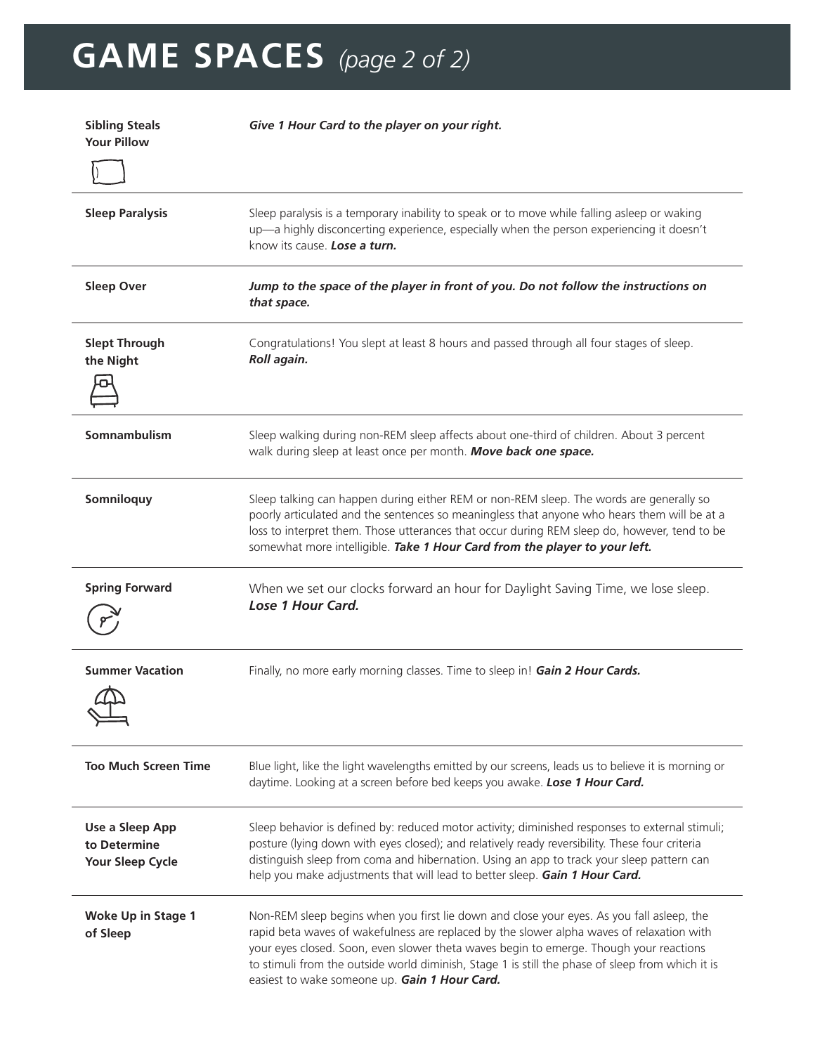# GAME SPACES *(page 2 of 2)*

| | |
|---|---|
| **Sibling Steals Your Pillow** | ***Give 1 Hour Card to the player on your right.*** |
| **Sleep Paralysis** | Sleep paralysis is a temporary inability to speak or to move while falling asleep or waking up—a highly disconcerting experience, especially when the person experiencing it doesn't know its cause. ***Lose a turn.*** |
| **Sleep Over** | ***Jump to the space of the player in front of you. Do not follow the instructions on that space.*** |
| **Slept Through the Night** | Congratulations! You slept at least 8 hours and passed through all four stages of sleep. ***Roll again.*** |
| **Somnambulism** | Sleep walking during non-REM sleep affects about one-third of children. About 3 percent walk during sleep at least once per month. ***Move back one space.*** |
| **Somniloquy** | Sleep talking can happen during either REM or non-REM sleep. The words are generally so poorly articulated and the sentences so meaningless that anyone who hears them will be at a loss to interpret them. Those utterances that occur during REM sleep do, however, tend to be somewhat more intelligible. ***Take 1 Hour Card from the player to your left.*** |
| **Spring Forward** | When we set our clocks forward an hour for Daylight Saving Time, we lose sleep. ***Lose 1 Hour Card.*** |
| **Summer Vacation** | Finally, no more early morning classes. Time to sleep in! ***Gain 2 Hour Cards.*** |
| **Too Much Screen Time** | Blue light, like the light wavelengths emitted by our screens, leads us to believe it is morning or daytime. Looking at a screen before bed keeps you awake. ***Lose 1 Hour Card.*** |
| **Use a Sleep App to Determine Your Sleep Cycle** | Sleep behavior is defined by: reduced motor activity; diminished responses to external stimuli; posture (lying down with eyes closed); and relatively ready reversibility. These four criteria distinguish sleep from coma and hibernation. Using an app to track your sleep pattern can help you make adjustments that will lead to better sleep. ***Gain 1 Hour Card.*** |
| **Woke Up in Stage 1 of Sleep** | Non-REM sleep begins when you first lie down and close your eyes. As you fall asleep, the rapid beta waves of wakefulness are replaced by the slower alpha waves of relaxation with your eyes closed. Soon, even slower theta waves begin to emerge. Though your reactions to stimuli from the outside world diminish, Stage 1 is still the phase of sleep from which it is easiest to wake someone up. ***Gain 1 Hour Card.*** |